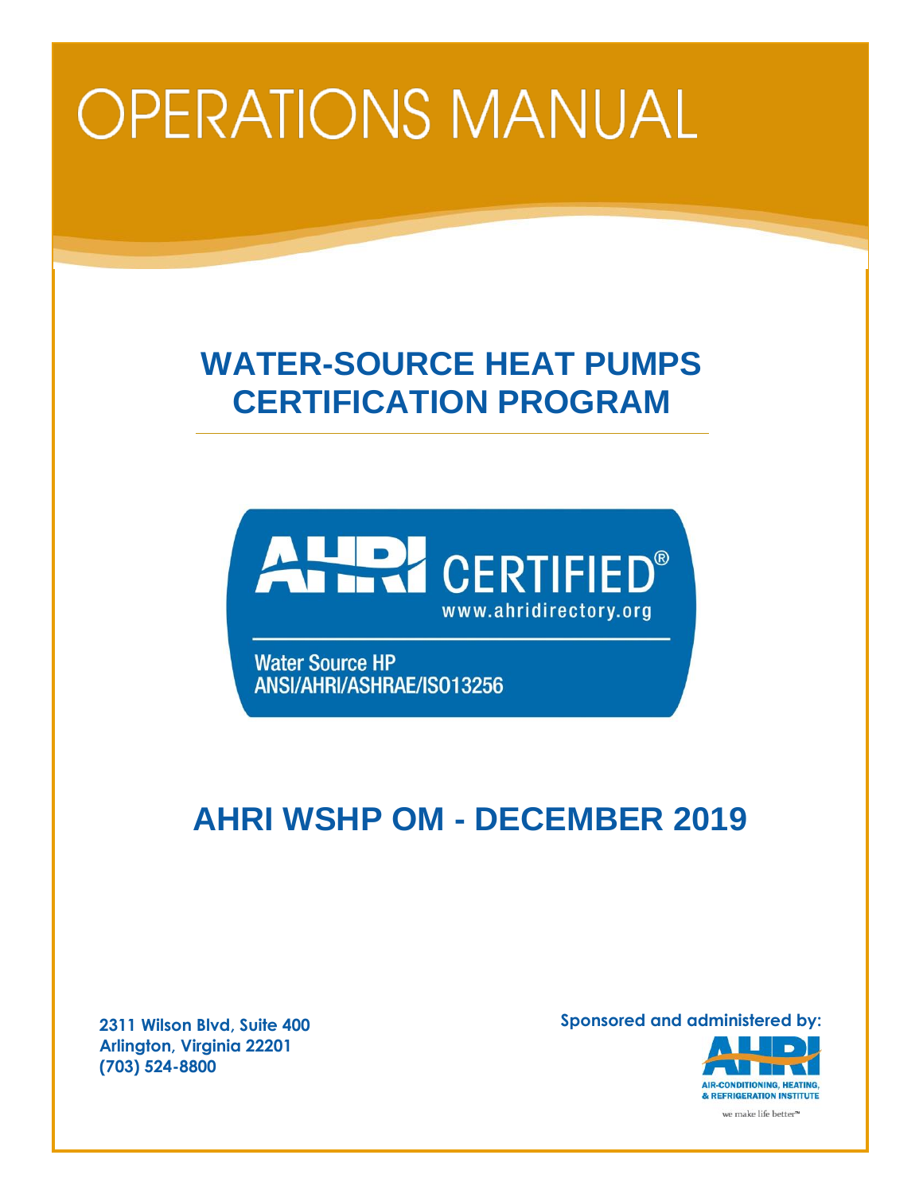# OPERATIONS MANUAL

## WATER-SOURCE HEAT PUMPS CERTIFICATION PROGRAM

AHRI CERTIFIED®
www.ahridirectory.org

Water Source HP
ANSI/AHRI/ASHRAE/ISO13256

## AHRI WSHP OM - DECEMBER 2019

**2311 Wilson Blvd, Suite 400**
**Arlington, Virginia 22201**
**(703) 524-8800**

**Sponsored and administered by:**

AHRI
AIR-CONDITIONING, HEATING, & REFRIGERATION INSTITUTE
we make life better™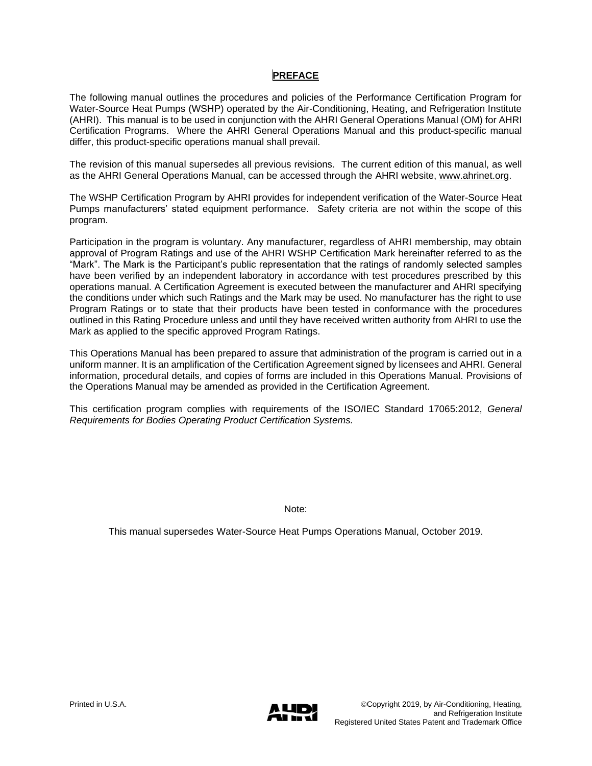## PREFACE

The following manual outlines the procedures and policies of the Performance Certification Program for Water-Source Heat Pumps (WSHP) operated by the Air-Conditioning, Heating, and Refrigeration Institute (AHRI). This manual is to be used in conjunction with the AHRI General Operations Manual (OM) for AHRI Certification Programs. Where the AHRI General Operations Manual and this product-specific manual differ, this product-specific operations manual shall prevail.

The revision of this manual supersedes all previous revisions. The current edition of this manual, as well as the AHRI General Operations Manual, can be accessed through the AHRI website, www.ahrinet.org.

The WSHP Certification Program by AHRI provides for independent verification of the Water-Source Heat Pumps manufacturers' stated equipment performance. Safety criteria are not within the scope of this program.

Participation in the program is voluntary. Any manufacturer, regardless of AHRI membership, may obtain approval of Program Ratings and use of the AHRI WSHP Certification Mark hereinafter referred to as the "Mark". The Mark is the Participant's public representation that the ratings of randomly selected samples have been verified by an independent laboratory in accordance with test procedures prescribed by this operations manual. A Certification Agreement is executed between the manufacturer and AHRI specifying the conditions under which such Ratings and the Mark may be used. No manufacturer has the right to use Program Ratings or to state that their products have been tested in conformance with the procedures outlined in this Rating Procedure unless and until they have received written authority from AHRI to use the Mark as applied to the specific approved Program Ratings.

This Operations Manual has been prepared to assure that administration of the program is carried out in a uniform manner. It is an amplification of the Certification Agreement signed by licensees and AHRI. General information, procedural details, and copies of forms are included in this Operations Manual. Provisions of the Operations Manual may be amended as provided in the Certification Agreement.

This certification program complies with requirements of the ISO/IEC Standard 17065:2012, *General Requirements for Bodies Operating Product Certification Systems.*

Note:

This manual supersedes Water-Source Heat Pumps Operations Manual, October 2019.

Printed in U.S.A.

©Copyright 2019, by Air-Conditioning, Heating, and Refrigeration Institute
Registered United States Patent and Trademark Office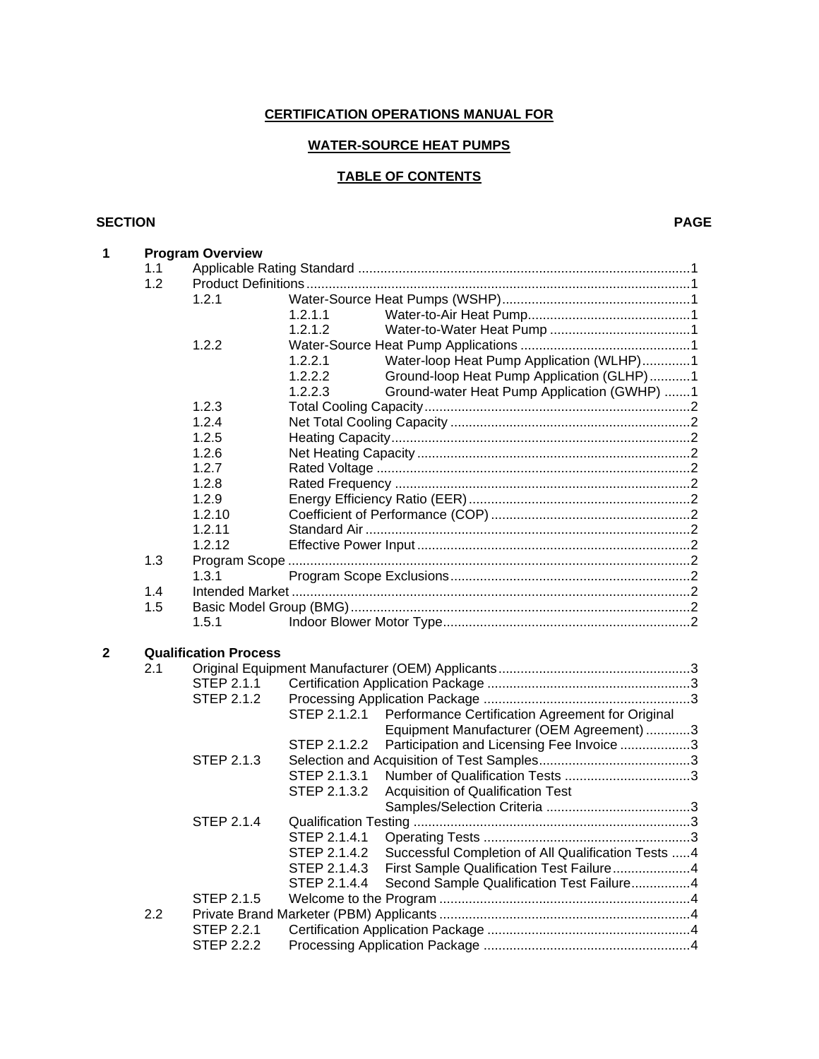**CERTIFICATION OPERATIONS MANUAL FOR**

**WATER-SOURCE HEAT PUMPS**

**TABLE OF CONTENTS**

| SECTION | | | | PAGE |
|---|---|---|---|---|
| **1** | **Program Overview** | | | |
| | 1.1 | Applicable Rating Standard | | 1 |
| | 1.2 | Product Definitions | | 1 |
| | | 1.2.1 | Water-Source Heat Pumps (WSHP) | 1 |
| | | | 1.2.1.1 Water-to-Air Heat Pump | 1 |
| | | | 1.2.1.2 Water-to-Water Heat Pump | 1 |
| | | 1.2.2 | Water-Source Heat Pump Applications | 1 |
| | | | 1.2.2.1 Water-loop Heat Pump Application (WLHP) | 1 |
| | | | 1.2.2.2 Ground-loop Heat Pump Application (GLHP) | 1 |
| | | | 1.2.2.3 Ground-water Heat Pump Application (GWHP) | 1 |
| | | 1.2.3 | Total Cooling Capacity | 2 |
| | | 1.2.4 | Net Total Cooling Capacity | 2 |
| | | 1.2.5 | Heating Capacity | 2 |
| | | 1.2.6 | Net Heating Capacity | 2 |
| | | 1.2.7 | Rated Voltage | 2 |
| | | 1.2.8 | Rated Frequency | 2 |
| | | 1.2.9 | Energy Efficiency Ratio (EER) | 2 |
| | | 1.2.10 | Coefficient of Performance (COP) | 2 |
| | | 1.2.11 | Standard Air | 2 |
| | | 1.2.12 | Effective Power Input | 2 |
| | 1.3 | Program Scope | | 2 |
| | | 1.3.1 | Program Scope Exclusions | 2 |
| | 1.4 | Intended Market | | 2 |
| | 1.5 | Basic Model Group (BMG) | | 2 |
| | | 1.5.1 | Indoor Blower Motor Type | 2 |
| **2** | **Qualification Process** | | | |
| | 2.1 | Original Equipment Manufacturer (OEM) Applicants | | 3 |
| | | STEP 2.1.1 | Certification Application Package | 3 |
| | | STEP 2.1.2 | Processing Application Package | 3 |
| | | | STEP 2.1.2.1 Performance Certification Agreement for Original Equipment Manufacturer (OEM Agreement) | 3 |
| | | | STEP 2.1.2.2 Participation and Licensing Fee Invoice | 3 |
| | | STEP 2.1.3 | Selection and Acquisition of Test Samples | 3 |
| | | | STEP 2.1.3.1 Number of Qualification Tests | 3 |
| | | | STEP 2.1.3.2 Acquisition of Qualification Test Samples/Selection Criteria | 3 |
| | | STEP 2.1.4 | Qualification Testing | 3 |
| | | | STEP 2.1.4.1 Operating Tests | 3 |
| | | | STEP 2.1.4.2 Successful Completion of All Qualification Tests | 4 |
| | | | STEP 2.1.4.3 First Sample Qualification Test Failure | 4 |
| | | | STEP 2.1.4.4 Second Sample Qualification Test Failure | 4 |
| | | STEP 2.1.5 | Welcome to the Program | 4 |
| | 2.2 | Private Brand Marketer (PBM) Applicants | | 4 |
| | | STEP 2.2.1 | Certification Application Package | 4 |
| | | STEP 2.2.2 | Processing Application Package | 4 |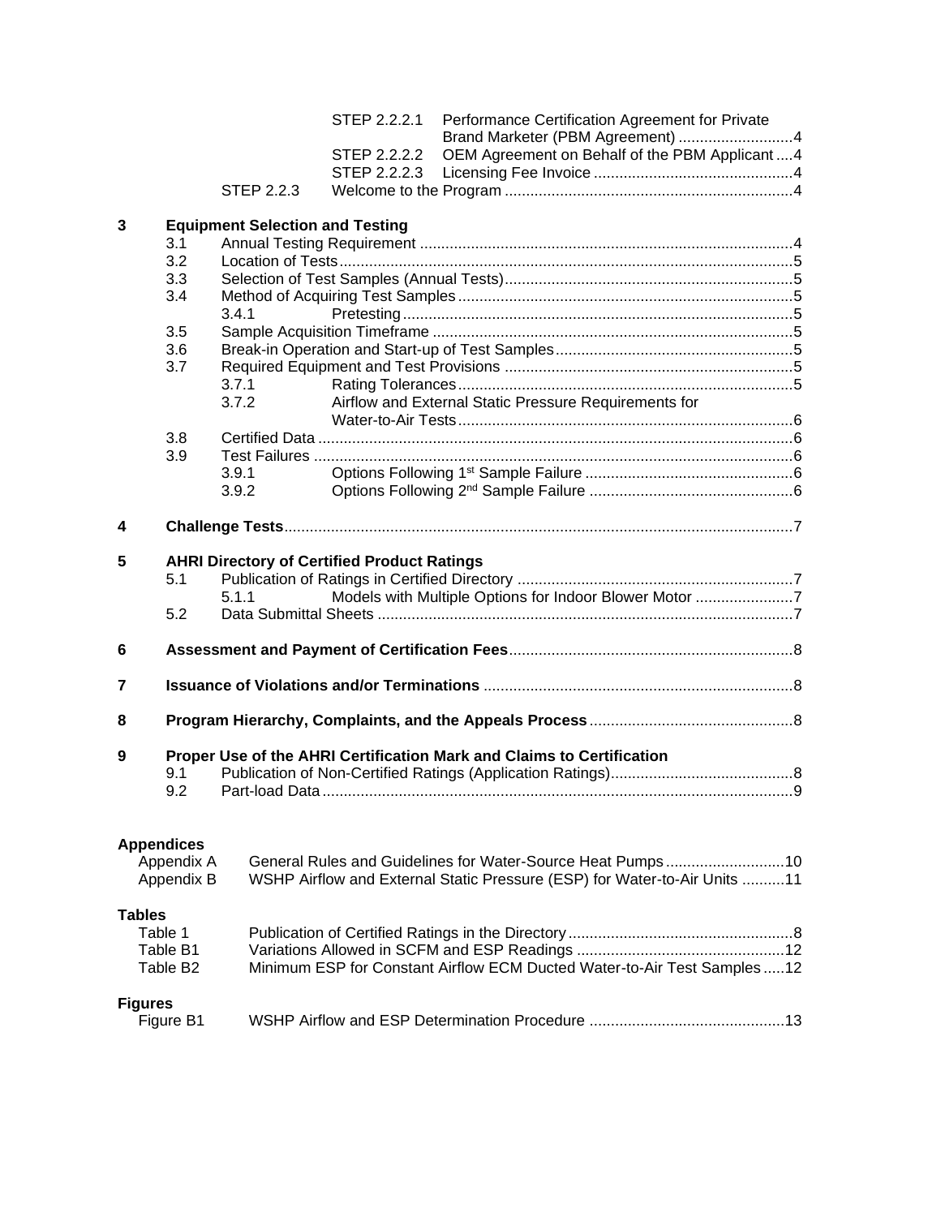STEP 2.2.2.1 Performance Certification Agreement for Private Brand Marketer (PBM Agreement) ....................... 4
STEP 2.2.2.2 OEM Agreement on Behalf of the PBM Applicant .... 4
STEP 2.2.2.3 Licensing Fee Invoice ............................................ 4
STEP 2.2.3 Welcome to the Program .................................................................. 4

**3 Equipment Selection and Testing**

- 3.1 Annual Testing Requirement ........................................................................ 4
- 3.2 Location of Tests ........................................................................................ 5
- 3.3 Selection of Test Samples (Annual Tests) .................................................. 5
- 3.4 Method of Acquiring Test Samples ............................................................. 5
  - 3.4.1 Pretesting ......................................................................................... 5
- 3.5 Sample Acquisition Timeframe ................................................................... 5
- 3.6 Break-in Operation and Start-up of Test Samples ...................................... 5
- 3.7 Required Equipment and Test Provisions ................................................... 5
  - 3.7.1 Rating Tolerances ............................................................................. 5
  - 3.7.2 Airflow and External Static Pressure Requirements for Water-to-Air Tests ............................................................................. 6
- 3.8 Certified Data ............................................................................................... 6
- 3.9 Test Failures ................................................................................................ 6
  - 3.9.1 Options Following 1st Sample Failure ................................................ 6
  - 3.9.2 Options Following 2nd Sample Failure ............................................... 6

**4 Challenge Tests** ........................................................................................................ 7

**5 AHRI Directory of Certified Product Ratings**

- 5.1 Publication of Ratings in Certified Directory ............................................... 7
  - 5.1.1 Models with Multiple Options for Indoor Blower Motor ...................... 7
- 5.2 Data Submittal Sheets ................................................................................. 7

**6 Assessment and Payment of Certification Fees** .................................................. 8

**7 Issuance of Violations and/or Terminations** ......................................................... 8

**8 Program Hierarchy, Complaints, and the Appeals Process** ................................ 8

**9 Proper Use of the AHRI Certification Mark and Claims to Certification**

- 9.1 Publication of Non-Certified Ratings (Application Ratings) .......................... 8
- 9.2 Part-load Data ............................................................................................... 9

**Appendices**

- Appendix A General Rules and Guidelines for Water-Source Heat Pumps ........................... 10
- Appendix B WSHP Airflow and External Static Pressure (ESP) for Water-to-Air Units .......... 11

**Tables**

- Table 1 Publication of Certified Ratings in the Directory .................................................... 8
- Table B1 Variations Allowed in SCFM and ESP Readings ................................................ 12
- Table B2 Minimum ESP for Constant Airflow ECM Ducted Water-to-Air Test Samples ..... 12

**Figures**

- Figure B1 WSHP Airflow and ESP Determination Procedure ............................................. 13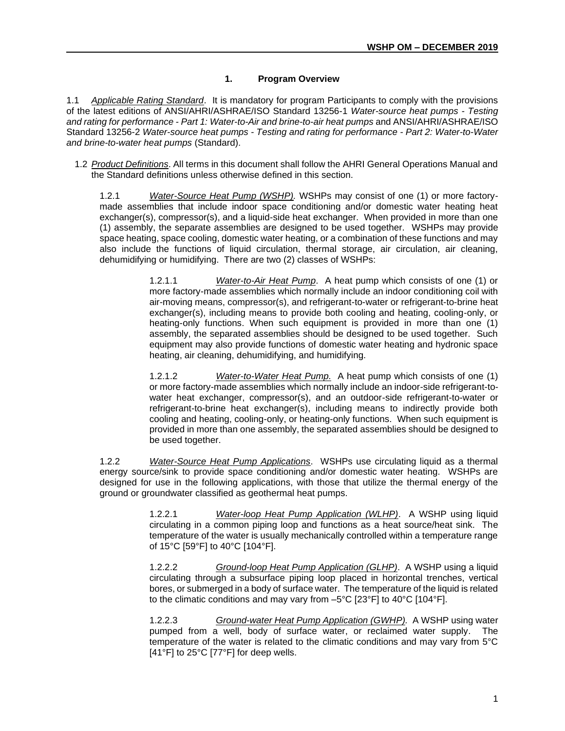# 1. Program Overview

1.1 *Applicable Rating Standard*. It is mandatory for program Participants to comply with the provisions of the latest editions of ANSI/AHRI/ASHRAE/ISO Standard 13256-1 *Water-source heat pumps - Testing and rating for performance - Part 1: Water-to-Air and brine-to-air heat pumps* and ANSI/AHRI/ASHRAE/ISO Standard 13256-2 *Water-source heat pumps - Testing and rating for performance - Part 2: Water-to-Water and brine-to-water heat pumps* (Standard).

1.2 *Product Definitions*. All terms in this document shall follow the AHRI General Operations Manual and the Standard definitions unless otherwise defined in this section.

1.2.1 *Water-Source Heat Pump (WSHP).* WSHPs may consist of one (1) or more factory-made assemblies that include indoor space conditioning and/or domestic water heating heat exchanger(s), compressor(s), and a liquid-side heat exchanger. When provided in more than one (1) assembly, the separate assemblies are designed to be used together. WSHPs may provide space heating, space cooling, domestic water heating, or a combination of these functions and may also include the functions of liquid circulation, thermal storage, air circulation, air cleaning, dehumidifying or humidifying. There are two (2) classes of WSHPs:

1.2.1.1 *Water-to-Air Heat Pump*. A heat pump which consists of one (1) or more factory-made assemblies which normally include an indoor conditioning coil with air-moving means, compressor(s), and refrigerant-to-water or refrigerant-to-brine heat exchanger(s), including means to provide both cooling and heating, cooling-only, or heating-only functions. When such equipment is provided in more than one (1) assembly, the separated assemblies should be designed to be used together. Such equipment may also provide functions of domestic water heating and hydronic space heating, air cleaning, dehumidifying, and humidifying.

1.2.1.2 *Water-to-Water Heat Pump.* A heat pump which consists of one (1) or more factory-made assemblies which normally include an indoor-side refrigerant-to-water heat exchanger, compressor(s), and an outdoor-side refrigerant-to-water or refrigerant-to-brine heat exchanger(s), including means to indirectly provide both cooling and heating, cooling-only, or heating-only functions. When such equipment is provided in more than one assembly, the separated assemblies should be designed to be used together.

1.2.2 *Water-Source Heat Pump Applications*. WSHPs use circulating liquid as a thermal energy source/sink to provide space conditioning and/or domestic water heating. WSHPs are designed for use in the following applications, with those that utilize the thermal energy of the ground or groundwater classified as geothermal heat pumps.

1.2.2.1 *Water-loop Heat Pump Application (WLHP)*. A WSHP using liquid circulating in a common piping loop and functions as a heat source/heat sink. The temperature of the water is usually mechanically controlled within a temperature range of 15°C [59°F] to 40°C [104°F].

1.2.2.2 *Ground-loop Heat Pump Application (GLHP)*. A WSHP using a liquid circulating through a subsurface piping loop placed in horizontal trenches, vertical bores, or submerged in a body of surface water. The temperature of the liquid is related to the climatic conditions and may vary from –5°C [23°F] to 40°C [104°F].

1.2.2.3 *Ground-water Heat Pump Application (GWHP).* A WSHP using water pumped from a well, body of surface water, or reclaimed water supply. The temperature of the water is related to the climatic conditions and may vary from 5°C [41°F] to 25°C [77°F] for deep wells.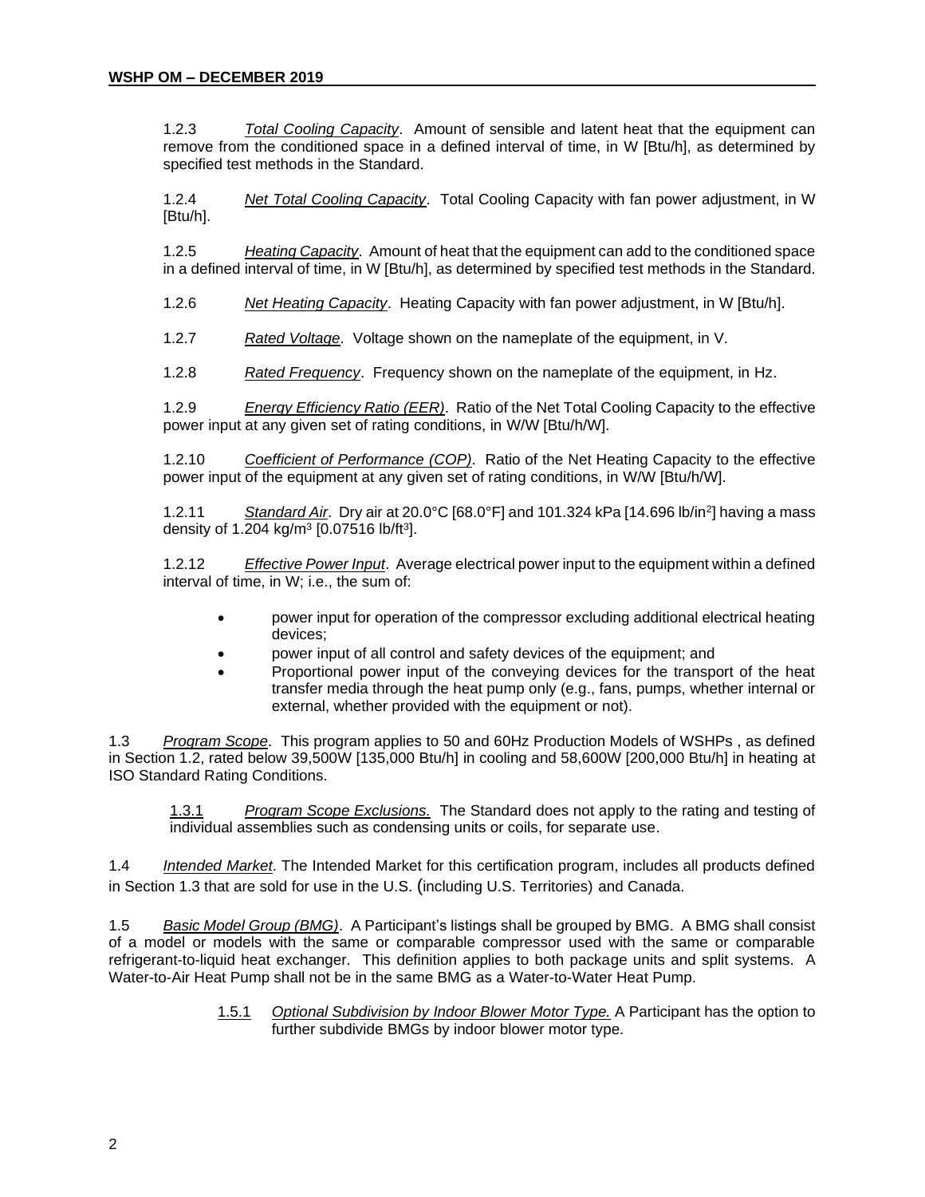1.2.3 *Total Cooling Capacity*. Amount of sensible and latent heat that the equipment can remove from the conditioned space in a defined interval of time, in W [Btu/h], as determined by specified test methods in the Standard.

1.2.4 *Net Total Cooling Capacity*. Total Cooling Capacity with fan power adjustment, in W [Btu/h].

1.2.5 *Heating Capacity*. Amount of heat that the equipment can add to the conditioned space in a defined interval of time, in W [Btu/h], as determined by specified test methods in the Standard.

1.2.6 *Net Heating Capacity*. Heating Capacity with fan power adjustment, in W [Btu/h].

1.2.7 *Rated Voltage*. Voltage shown on the nameplate of the equipment, in V.

1.2.8 *Rated Frequency*. Frequency shown on the nameplate of the equipment, in Hz.

1.2.9 *Energy Efficiency Ratio (EER)*. Ratio of the Net Total Cooling Capacity to the effective power input at any given set of rating conditions, in W/W [Btu/h/W].

1.2.10 *Coefficient of Performance (COP)*. Ratio of the Net Heating Capacity to the effective power input of the equipment at any given set of rating conditions, in W/W [Btu/h/W].

1.2.11 *Standard Air*. Dry air at 20.0°C [68.0°F] and 101.324 kPa [14.696 lb/in$^2$] having a mass density of 1.204 kg/m$^3$ [0.07516 lb/ft$^3$].

1.2.12 *Effective Power Input*. Average electrical power input to the equipment within a defined interval of time, in W; i.e., the sum of:

- power input for operation of the compressor excluding additional electrical heating devices;
- power input of all control and safety devices of the equipment; and
- Proportional power input of the conveying devices for the transport of the heat transfer media through the heat pump only (e.g., fans, pumps, whether internal or external, whether provided with the equipment or not).

1.3 *Program Scope*. This program applies to 50 and 60Hz Production Models of WSHPs , as defined in Section 1.2, rated below 39,500W [135,000 Btu/h] in cooling and 58,600W [200,000 Btu/h] in heating at ISO Standard Rating Conditions.

1.3.1 *Program Scope Exclusions.* The Standard does not apply to the rating and testing of individual assemblies such as condensing units or coils, for separate use.

1.4 *Intended Market*. The Intended Market for this certification program, includes all products defined in Section 1.3 that are sold for use in the U.S. (including U.S. Territories) and Canada.

1.5 *Basic Model Group (BMG)*. A Participant's listings shall be grouped by BMG. A BMG shall consist of a model or models with the same or comparable compressor used with the same or comparable refrigerant-to-liquid heat exchanger. This definition applies to both package units and split systems. A Water-to-Air Heat Pump shall not be in the same BMG as a Water-to-Water Heat Pump.

1.5.1 *Optional Subdivision by Indoor Blower Motor Type.* A Participant has the option to further subdivide BMGs by indoor blower motor type.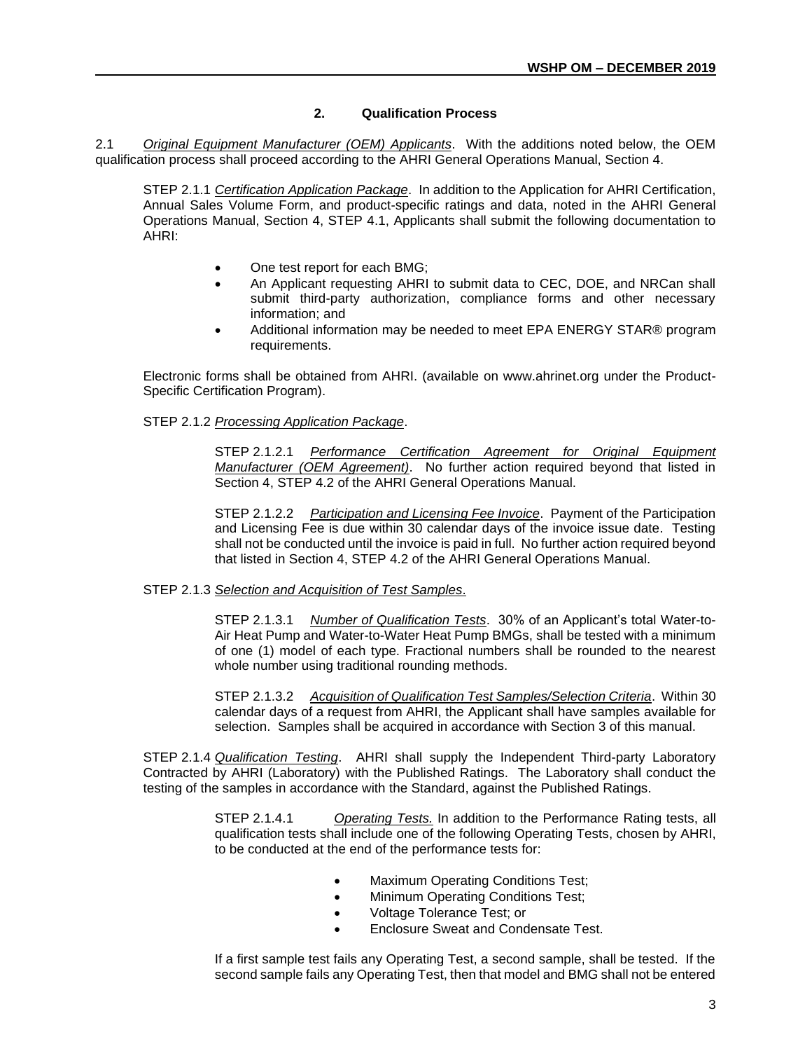## 2. Qualification Process

2.1 *Original Equipment Manufacturer (OEM) Applicants*. With the additions noted below, the OEM qualification process shall proceed according to the AHRI General Operations Manual, Section 4.

STEP 2.1.1 *Certification Application Package*. In addition to the Application for AHRI Certification, Annual Sales Volume Form, and product-specific ratings and data, noted in the AHRI General Operations Manual, Section 4, STEP 4.1, Applicants shall submit the following documentation to AHRI:

- One test report for each BMG;
- An Applicant requesting AHRI to submit data to CEC, DOE, and NRCan shall submit third-party authorization, compliance forms and other necessary information; and
- Additional information may be needed to meet EPA ENERGY STAR® program requirements.

Electronic forms shall be obtained from AHRI. (available on www.ahrinet.org under the Product-Specific Certification Program).

STEP 2.1.2 *Processing Application Package*.

STEP 2.1.2.1 *Performance Certification Agreement for Original Equipment Manufacturer (OEM Agreement)*. No further action required beyond that listed in Section 4, STEP 4.2 of the AHRI General Operations Manual.

STEP 2.1.2.2 *Participation and Licensing Fee Invoice*. Payment of the Participation and Licensing Fee is due within 30 calendar days of the invoice issue date. Testing shall not be conducted until the invoice is paid in full. No further action required beyond that listed in Section 4, STEP 4.2 of the AHRI General Operations Manual.

STEP 2.1.3 *Selection and Acquisition of Test Samples*.

STEP 2.1.3.1 *Number of Qualification Tests*. 30% of an Applicant's total Water-to-Air Heat Pump and Water-to-Water Heat Pump BMGs, shall be tested with a minimum of one (1) model of each type. Fractional numbers shall be rounded to the nearest whole number using traditional rounding methods.

STEP 2.1.3.2 *Acquisition of Qualification Test Samples/Selection Criteria*. Within 30 calendar days of a request from AHRI, the Applicant shall have samples available for selection. Samples shall be acquired in accordance with Section 3 of this manual.

STEP 2.1.4 *Qualification Testing*. AHRI shall supply the Independent Third-party Laboratory Contracted by AHRI (Laboratory) with the Published Ratings. The Laboratory shall conduct the testing of the samples in accordance with the Standard, against the Published Ratings.

STEP 2.1.4.1 *Operating Tests.* In addition to the Performance Rating tests, all qualification tests shall include one of the following Operating Tests, chosen by AHRI, to be conducted at the end of the performance tests for:

- Maximum Operating Conditions Test;
- Minimum Operating Conditions Test;
- Voltage Tolerance Test; or
- Enclosure Sweat and Condensate Test.

If a first sample test fails any Operating Test, a second sample, shall be tested. If the second sample fails any Operating Test, then that model and BMG shall not be entered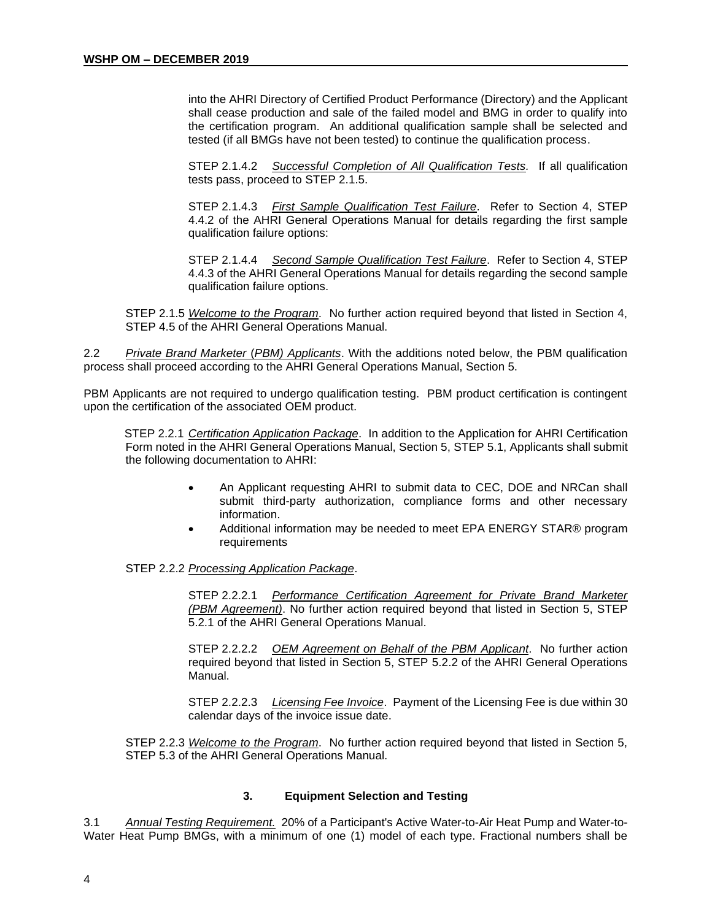into the AHRI Directory of Certified Product Performance (Directory) and the Applicant shall cease production and sale of the failed model and BMG in order to qualify into the certification program. An additional qualification sample shall be selected and tested (if all BMGs have not been tested) to continue the qualification process.

STEP 2.1.4.2 *Successful Completion of All Qualification Tests*. If all qualification tests pass, proceed to STEP 2.1.5.

STEP 2.1.4.3 *First Sample Qualification Test Failure*. Refer to Section 4, STEP 4.4.2 of the AHRI General Operations Manual for details regarding the first sample qualification failure options:

STEP 2.1.4.4 *Second Sample Qualification Test Failure*. Refer to Section 4, STEP 4.4.3 of the AHRI General Operations Manual for details regarding the second sample qualification failure options.

STEP 2.1.5 *Welcome to the Program*. No further action required beyond that listed in Section 4, STEP 4.5 of the AHRI General Operations Manual.

2.2 *Private Brand Marketer (PBM) Applicants*. With the additions noted below, the PBM qualification process shall proceed according to the AHRI General Operations Manual, Section 5.

PBM Applicants are not required to undergo qualification testing. PBM product certification is contingent upon the certification of the associated OEM product.

STEP 2.2.1 *Certification Application Package*. In addition to the Application for AHRI Certification Form noted in the AHRI General Operations Manual, Section 5, STEP 5.1, Applicants shall submit the following documentation to AHRI:

- An Applicant requesting AHRI to submit data to CEC, DOE and NRCan shall submit third-party authorization, compliance forms and other necessary information.
- Additional information may be needed to meet EPA ENERGY STAR® program requirements

STEP 2.2.2 *Processing Application Package*.

STEP 2.2.2.1 *Performance Certification Agreement for Private Brand Marketer (PBM Agreement)*. No further action required beyond that listed in Section 5, STEP 5.2.1 of the AHRI General Operations Manual.

STEP 2.2.2.2 *OEM Agreement on Behalf of the PBM Applicant*. No further action required beyond that listed in Section 5, STEP 5.2.2 of the AHRI General Operations Manual.

STEP 2.2.2.3 *Licensing Fee Invoice*. Payment of the Licensing Fee is due within 30 calendar days of the invoice issue date.

STEP 2.2.3 *Welcome to the Program*. No further action required beyond that listed in Section 5, STEP 5.3 of the AHRI General Operations Manual.

## 3. Equipment Selection and Testing

3.1 *Annual Testing Requirement.* 20% of a Participant's Active Water-to-Air Heat Pump and Water-to-Water Heat Pump BMGs, with a minimum of one (1) model of each type. Fractional numbers shall be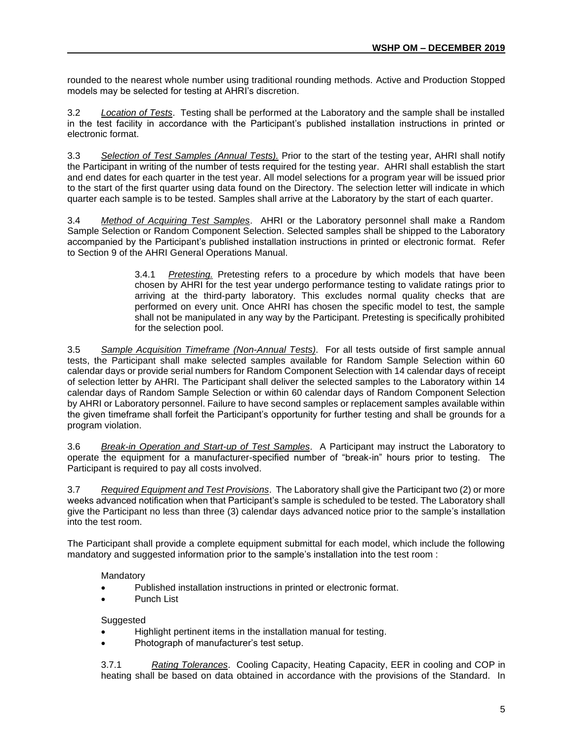rounded to the nearest whole number using traditional rounding methods. Active and Production Stopped models may be selected for testing at AHRI's discretion.

3.2 *Location of Tests*. Testing shall be performed at the Laboratory and the sample shall be installed in the test facility in accordance with the Participant's published installation instructions in printed or electronic format.

3.3 *Selection of Test Samples (Annual Tests).* Prior to the start of the testing year, AHRI shall notify the Participant in writing of the number of tests required for the testing year. AHRI shall establish the start and end dates for each quarter in the test year. All model selections for a program year will be issued prior to the start of the first quarter using data found on the Directory. The selection letter will indicate in which quarter each sample is to be tested. Samples shall arrive at the Laboratory by the start of each quarter.

3.4 *Method of Acquiring Test Samples*. AHRI or the Laboratory personnel shall make a Random Sample Selection or Random Component Selection. Selected samples shall be shipped to the Laboratory accompanied by the Participant's published installation instructions in printed or electronic format. Refer to Section 9 of the AHRI General Operations Manual.

> 3.4.1 *Pretesting.* Pretesting refers to a procedure by which models that have been chosen by AHRI for the test year undergo performance testing to validate ratings prior to arriving at the third-party laboratory. This excludes normal quality checks that are performed on every unit. Once AHRI has chosen the specific model to test, the sample shall not be manipulated in any way by the Participant. Pretesting is specifically prohibited for the selection pool.

3.5 *Sample Acquisition Timeframe (Non-Annual Tests)*. For all tests outside of first sample annual tests, the Participant shall make selected samples available for Random Sample Selection within 60 calendar days or provide serial numbers for Random Component Selection with 14 calendar days of receipt of selection letter by AHRI. The Participant shall deliver the selected samples to the Laboratory within 14 calendar days of Random Sample Selection or within 60 calendar days of Random Component Selection by AHRI or Laboratory personnel. Failure to have second samples or replacement samples available within the given timeframe shall forfeit the Participant's opportunity for further testing and shall be grounds for a program violation.

3.6 *Break-in Operation and Start-up of Test Samples*. A Participant may instruct the Laboratory to operate the equipment for a manufacturer-specified number of "break-in" hours prior to testing. The Participant is required to pay all costs involved.

3.7 *Required Equipment and Test Provisions*. The Laboratory shall give the Participant two (2) or more weeks advanced notification when that Participant's sample is scheduled to be tested. The Laboratory shall give the Participant no less than three (3) calendar days advanced notice prior to the sample's installation into the test room.

The Participant shall provide a complete equipment submittal for each model, which include the following mandatory and suggested information prior to the sample's installation into the test room :

Mandatory

- Published installation instructions in printed or electronic format.
- Punch List

Suggested

- Highlight pertinent items in the installation manual for testing.
- Photograph of manufacturer's test setup.

3.7.1 *Rating Tolerances*. Cooling Capacity, Heating Capacity, EER in cooling and COP in heating shall be based on data obtained in accordance with the provisions of the Standard. In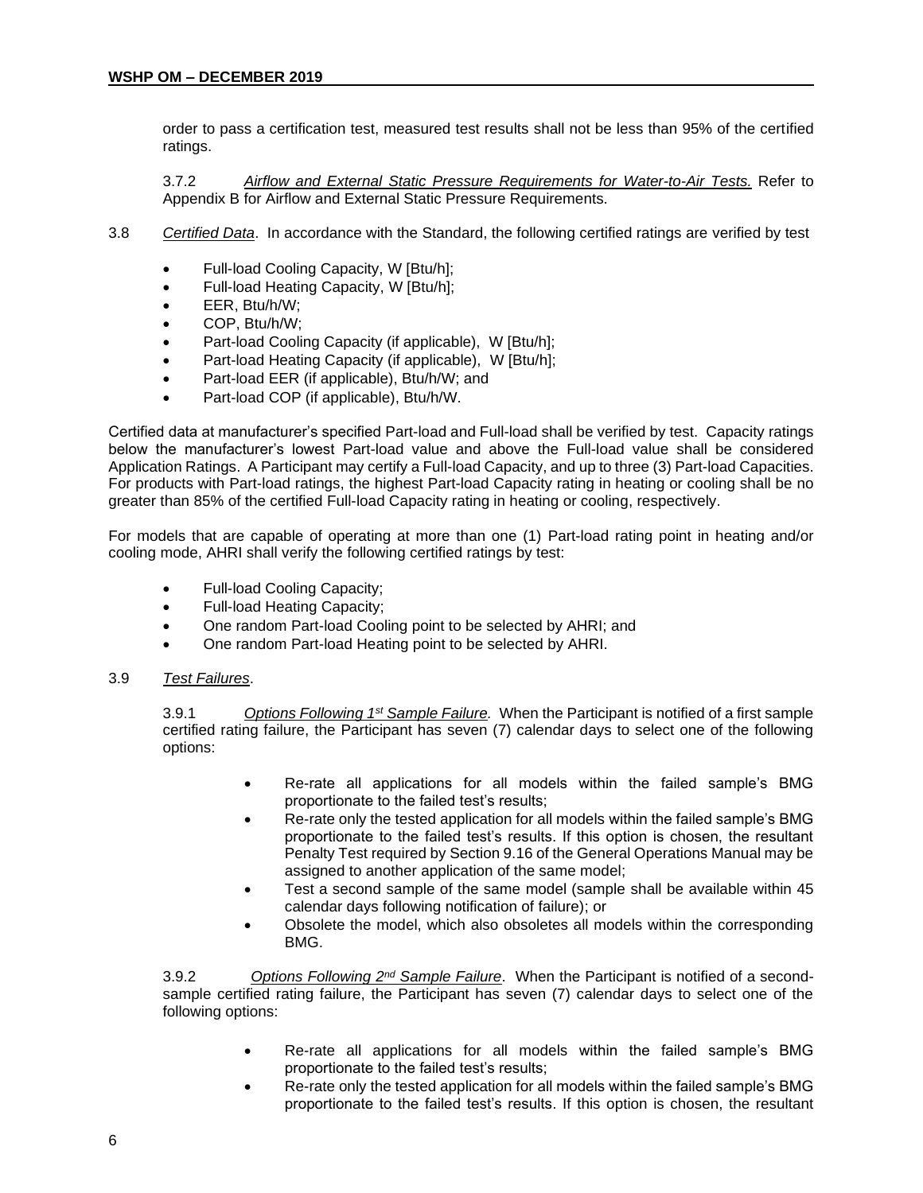order to pass a certification test, measured test results shall not be less than 95% of the certified ratings.

3.7.2 *Airflow and External Static Pressure Requirements for Water-to-Air Tests.* Refer to Appendix B for Airflow and External Static Pressure Requirements.

3.8 *Certified Data*. In accordance with the Standard, the following certified ratings are verified by test

- Full-load Cooling Capacity, W [Btu/h];
- Full-load Heating Capacity, W [Btu/h];
- EER, Btu/h/W;
- COP, Btu/h/W;
- Part-load Cooling Capacity (if applicable), W [Btu/h];
- Part-load Heating Capacity (if applicable), W [Btu/h];
- Part-load EER (if applicable), Btu/h/W; and
- Part-load COP (if applicable), Btu/h/W.

Certified data at manufacturer's specified Part-load and Full-load shall be verified by test. Capacity ratings below the manufacturer's lowest Part-load value and above the Full-load value shall be considered Application Ratings. A Participant may certify a Full-load Capacity, and up to three (3) Part-load Capacities. For products with Part-load ratings, the highest Part-load Capacity rating in heating or cooling shall be no greater than 85% of the certified Full-load Capacity rating in heating or cooling, respectively.

For models that are capable of operating at more than one (1) Part-load rating point in heating and/or cooling mode, AHRI shall verify the following certified ratings by test:

- Full-load Cooling Capacity;
- Full-load Heating Capacity;
- One random Part-load Cooling point to be selected by AHRI; and
- One random Part-load Heating point to be selected by AHRI.

3.9 *Test Failures*.

3.9.1 *Options Following 1st Sample Failure.* When the Participant is notified of a first sample certified rating failure, the Participant has seven (7) calendar days to select one of the following options:

- Re-rate all applications for all models within the failed sample's BMG proportionate to the failed test's results;
- Re-rate only the tested application for all models within the failed sample's BMG proportionate to the failed test's results. If this option is chosen, the resultant Penalty Test required by Section 9.16 of the General Operations Manual may be assigned to another application of the same model;
- Test a second sample of the same model (sample shall be available within 45 calendar days following notification of failure); or
- Obsolete the model, which also obsoletes all models within the corresponding BMG.

3.9.2 *Options Following 2nd Sample Failure*. When the Participant is notified of a second-sample certified rating failure, the Participant has seven (7) calendar days to select one of the following options:

- Re-rate all applications for all models within the failed sample's BMG proportionate to the failed test's results;
- Re-rate only the tested application for all models within the failed sample's BMG proportionate to the failed test's results. If this option is chosen, the resultant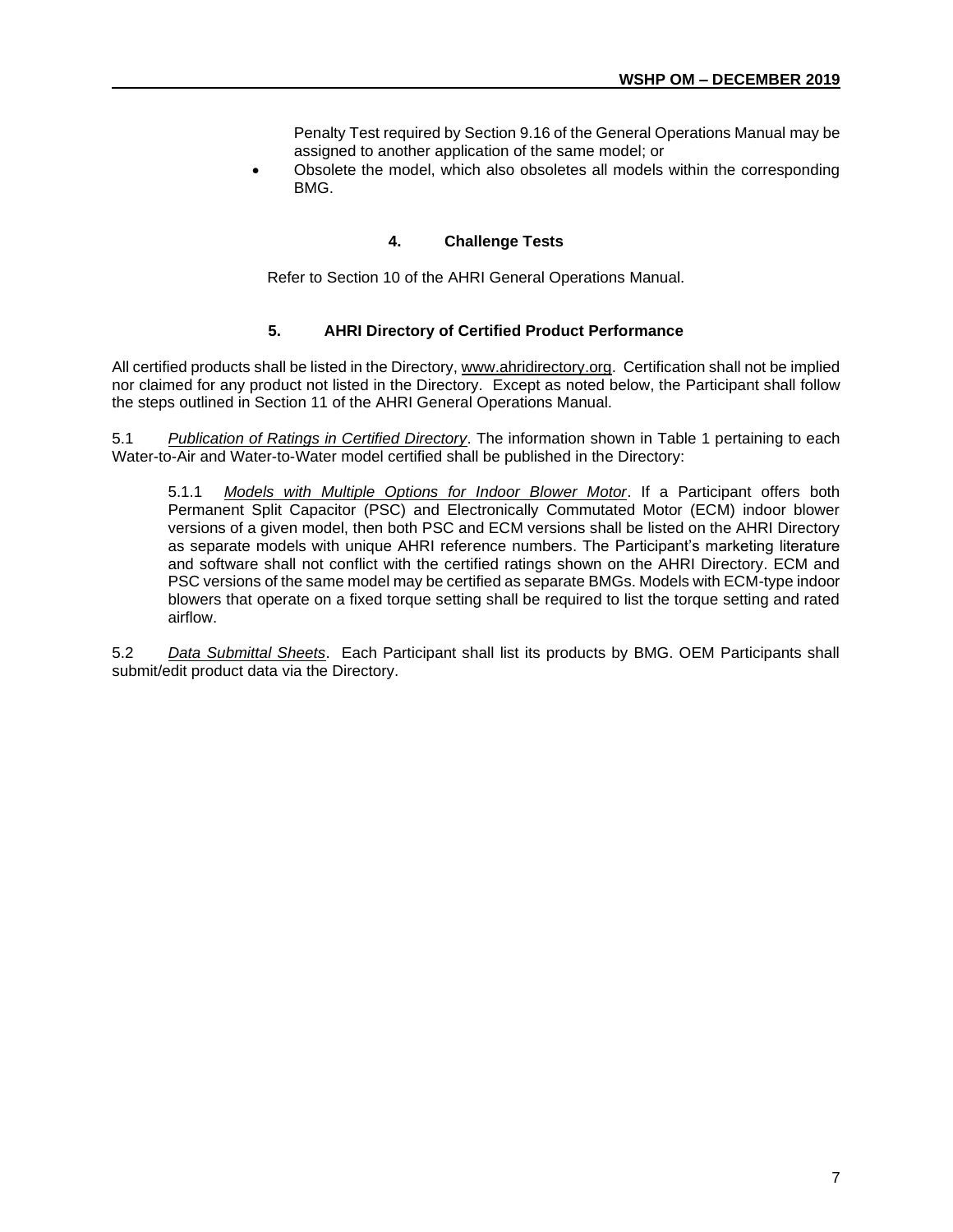Penalty Test required by Section 9.16 of the General Operations Manual may be assigned to another application of the same model; or

- Obsolete the model, which also obsoletes all models within the corresponding BMG.

## 4. Challenge Tests

Refer to Section 10 of the AHRI General Operations Manual.

## 5. AHRI Directory of Certified Product Performance

All certified products shall be listed in the Directory, www.ahridirectory.org. Certification shall not be implied nor claimed for any product not listed in the Directory. Except as noted below, the Participant shall follow the steps outlined in Section 11 of the AHRI General Operations Manual.

5.1 *Publication of Ratings in Certified Directory*. The information shown in Table 1 pertaining to each Water-to-Air and Water-to-Water model certified shall be published in the Directory:

5.1.1 *Models with Multiple Options for Indoor Blower Motor*. If a Participant offers both Permanent Split Capacitor (PSC) and Electronically Commutated Motor (ECM) indoor blower versions of a given model, then both PSC and ECM versions shall be listed on the AHRI Directory as separate models with unique AHRI reference numbers. The Participant's marketing literature and software shall not conflict with the certified ratings shown on the AHRI Directory. ECM and PSC versions of the same model may be certified as separate BMGs. Models with ECM-type indoor blowers that operate on a fixed torque setting shall be required to list the torque setting and rated airflow.

5.2 *Data Submittal Sheets*. Each Participant shall list its products by BMG. OEM Participants shall submit/edit product data via the Directory.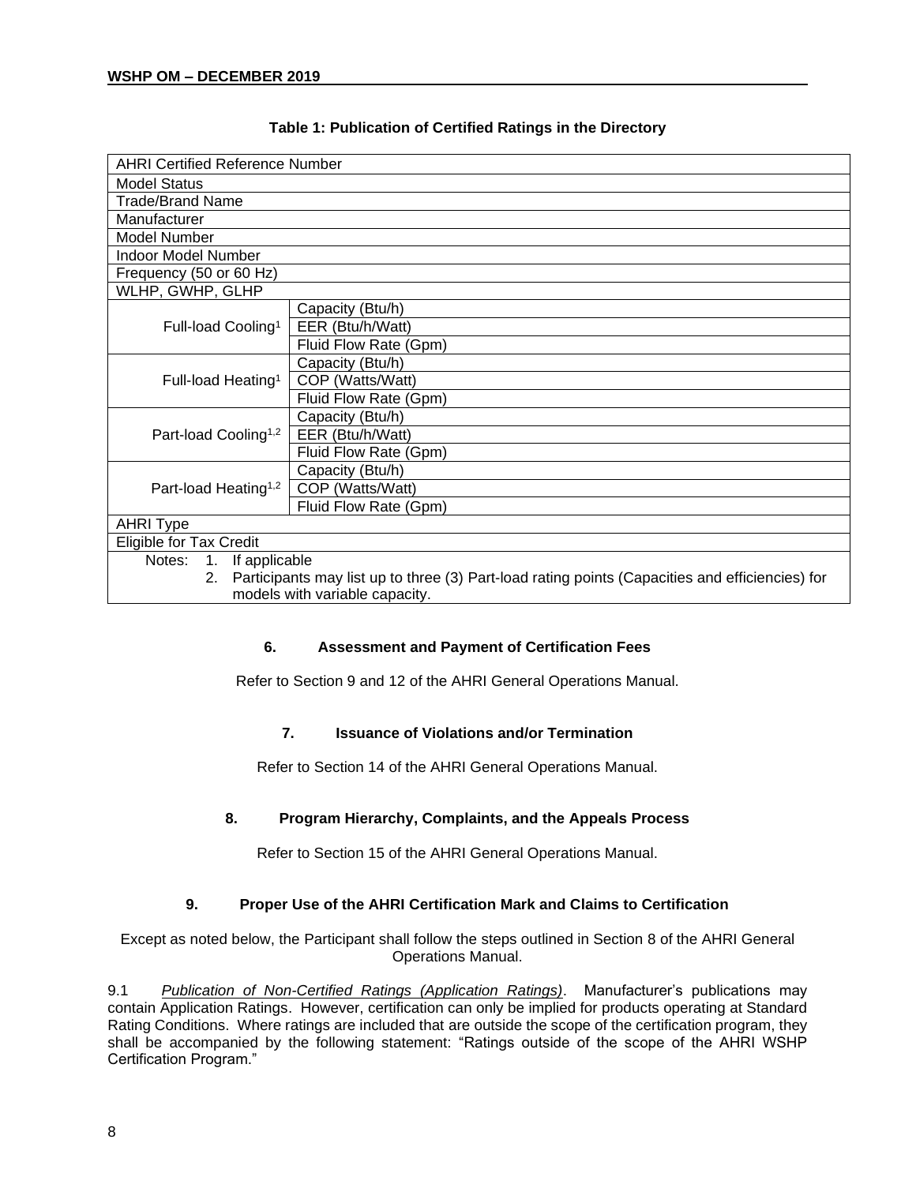**Table 1: Publication of Certified Ratings in the Directory**

| AHRI Certified Reference Number | |
|---|---|
| Model Status | |
| Trade/Brand Name | |
| Manufacturer | |
| Model Number | |
| Indoor Model Number | |
| Frequency (50 or 60 Hz) | |
| WLHP, GWHP, GLHP | |
| Full-load Cooling[1] | Capacity (Btu/h) |
| | EER (Btu/h/Watt) |
| | Fluid Flow Rate (Gpm) |
| Full-load Heating[1] | Capacity (Btu/h) |
| | COP (Watts/Watt) |
| | Fluid Flow Rate (Gpm) |
| Part-load Cooling[1,2] | Capacity (Btu/h) |
| | EER (Btu/h/Watt) |
| | Fluid Flow Rate (Gpm) |
| Part-load Heating[1,2] | Capacity (Btu/h) |
| | COP (Watts/Watt) |
| | Fluid Flow Rate (Gpm) |
| AHRI Type | |
| Eligible for Tax Credit | |

Notes:
1. If applicable
2. Participants may list up to three (3) Part-load rating points (Capacities and efficiencies) for models with variable capacity.

## 6. Assessment and Payment of Certification Fees

Refer to Section 9 and 12 of the AHRI General Operations Manual.

## 7. Issuance of Violations and/or Termination

Refer to Section 14 of the AHRI General Operations Manual.

## 8. Program Hierarchy, Complaints, and the Appeals Process

Refer to Section 15 of the AHRI General Operations Manual.

## 9. Proper Use of the AHRI Certification Mark and Claims to Certification

Except as noted below, the Participant shall follow the steps outlined in Section 8 of the AHRI General Operations Manual.

9.1 *Publication of Non-Certified Ratings (Application Ratings)*. Manufacturer's publications may contain Application Ratings. However, certification can only be implied for products operating at Standard Rating Conditions. Where ratings are included that are outside the scope of the certification program, they shall be accompanied by the following statement: "Ratings outside of the scope of the AHRI WSHP Certification Program."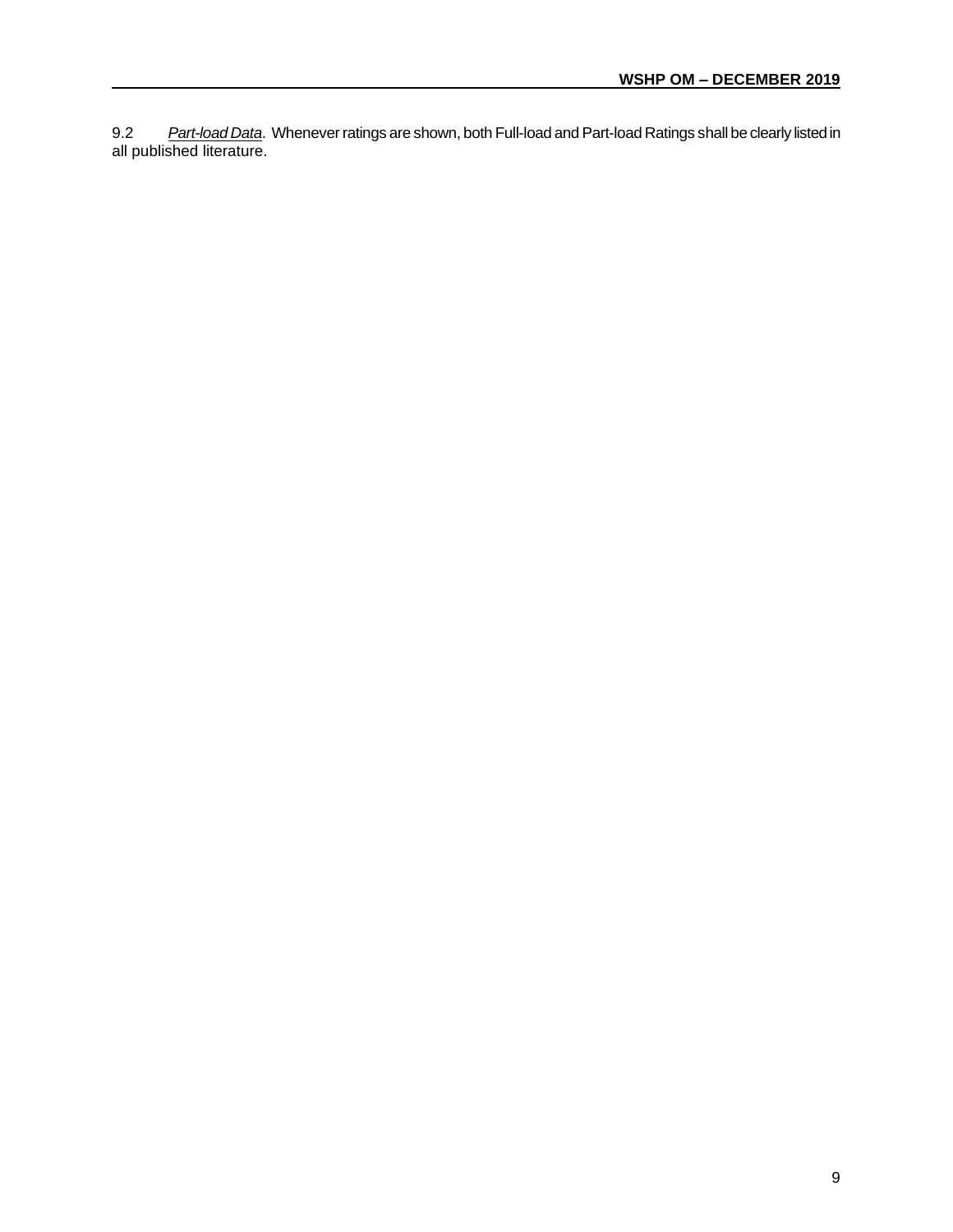9.2 *Part-load Data*. Whenever ratings are shown, both Full-load and Part-load Ratings shall be clearly listed in all published literature.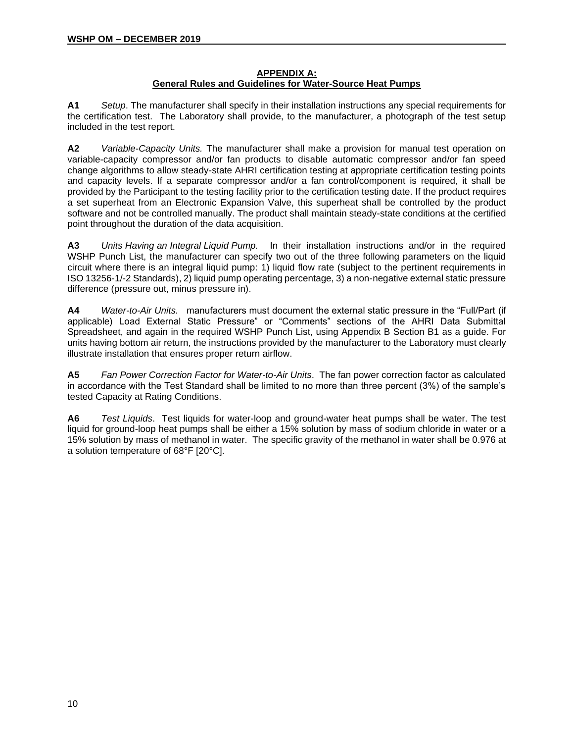## APPENDIX A:
## General Rules and Guidelines for Water-Source Heat Pumps

**A1** *Setup*. The manufacturer shall specify in their installation instructions any special requirements for the certification test. The Laboratory shall provide, to the manufacturer, a photograph of the test setup included in the test report.

**A2** *Variable-Capacity Units.* The manufacturer shall make a provision for manual test operation on variable-capacity compressor and/or fan products to disable automatic compressor and/or fan speed change algorithms to allow steady-state AHRI certification testing at appropriate certification testing points and capacity levels. If a separate compressor and/or a fan control/component is required, it shall be provided by the Participant to the testing facility prior to the certification testing date. If the product requires a set superheat from an Electronic Expansion Valve, this superheat shall be controlled by the product software and not be controlled manually. The product shall maintain steady-state conditions at the certified point throughout the duration of the data acquisition.

**A3** *Units Having an Integral Liquid Pump.* In their installation instructions and/or in the required WSHP Punch List, the manufacturer can specify two out of the three following parameters on the liquid circuit where there is an integral liquid pump: 1) liquid flow rate (subject to the pertinent requirements in ISO 13256-1/-2 Standards), 2) liquid pump operating percentage, 3) a non-negative external static pressure difference (pressure out, minus pressure in).

**A4** *Water-to-Air Units.* manufacturers must document the external static pressure in the "Full/Part (if applicable) Load External Static Pressure" or "Comments" sections of the AHRI Data Submittal Spreadsheet, and again in the required WSHP Punch List, using Appendix B Section B1 as a guide. For units having bottom air return, the instructions provided by the manufacturer to the Laboratory must clearly illustrate installation that ensures proper return airflow.

**A5** *Fan Power Correction Factor for Water-to-Air Units*. The fan power correction factor as calculated in accordance with the Test Standard shall be limited to no more than three percent (3%) of the sample's tested Capacity at Rating Conditions.

**A6** *Test Liquids*. Test liquids for water-loop and ground-water heat pumps shall be water. The test liquid for ground-loop heat pumps shall be either a 15% solution by mass of sodium chloride in water or a 15% solution by mass of methanol in water. The specific gravity of the methanol in water shall be 0.976 at a solution temperature of 68°F [20°C].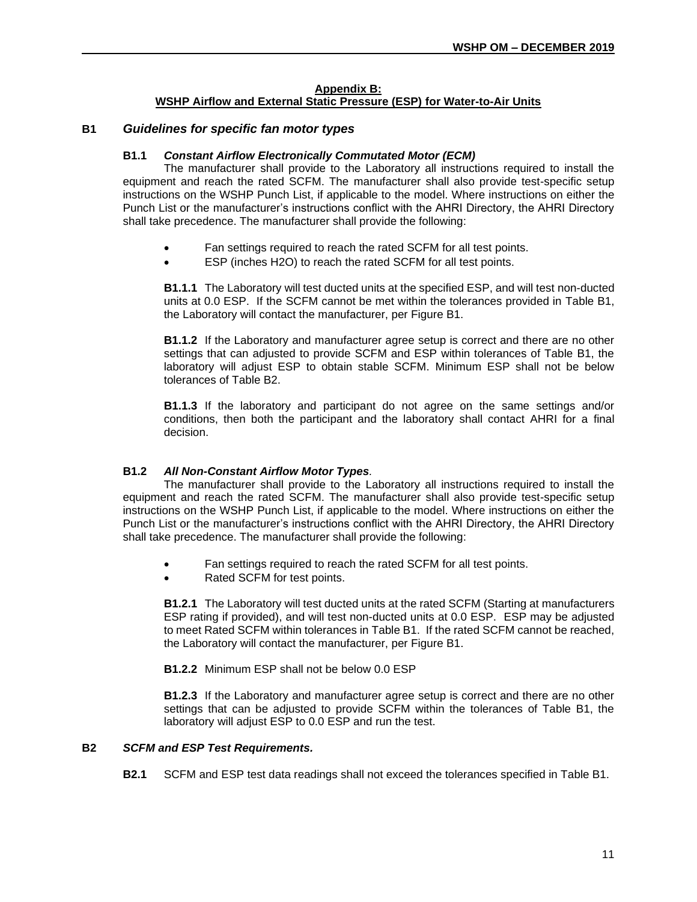## Appendix B:
## WSHP Airflow and External Static Pressure (ESP) for Water-to-Air Units

### B1 *Guidelines for specific fan motor types*

#### B1.1 *Constant Airflow Electronically Commutated Motor (ECM)*

The manufacturer shall provide to the Laboratory all instructions required to install the equipment and reach the rated SCFM. The manufacturer shall also provide test-specific setup instructions on the WSHP Punch List, if applicable to the model. Where instructions on either the Punch List or the manufacturer's instructions conflict with the AHRI Directory, the AHRI Directory shall take precedence. The manufacturer shall provide the following:

- Fan settings required to reach the rated SCFM for all test points.
- ESP (inches H2O) to reach the rated SCFM for all test points.

**B1.1.1** The Laboratory will test ducted units at the specified ESP, and will test non-ducted units at 0.0 ESP. If the SCFM cannot be met within the tolerances provided in Table B1, the Laboratory will contact the manufacturer, per Figure B1.

**B1.1.2** If the Laboratory and manufacturer agree setup is correct and there are no other settings that can adjusted to provide SCFM and ESP within tolerances of Table B1, the laboratory will adjust ESP to obtain stable SCFM. Minimum ESP shall not be below tolerances of Table B2.

**B1.1.3** If the laboratory and participant do not agree on the same settings and/or conditions, then both the participant and the laboratory shall contact AHRI for a final decision.

#### B1.2 *All Non-Constant Airflow Motor Types.*

The manufacturer shall provide to the Laboratory all instructions required to install the equipment and reach the rated SCFM. The manufacturer shall also provide test-specific setup instructions on the WSHP Punch List, if applicable to the model. Where instructions on either the Punch List or the manufacturer's instructions conflict with the AHRI Directory, the AHRI Directory shall take precedence. The manufacturer shall provide the following:

- Fan settings required to reach the rated SCFM for all test points.
- Rated SCFM for test points.

**B1.2.1** The Laboratory will test ducted units at the rated SCFM (Starting at manufacturers ESP rating if provided), and will test non-ducted units at 0.0 ESP. ESP may be adjusted to meet Rated SCFM within tolerances in Table B1. If the rated SCFM cannot be reached, the Laboratory will contact the manufacturer, per Figure B1.

**B1.2.2** Minimum ESP shall not be below 0.0 ESP

**B1.2.3** If the Laboratory and manufacturer agree setup is correct and there are no other settings that can be adjusted to provide SCFM within the tolerances of Table B1, the laboratory will adjust ESP to 0.0 ESP and run the test.

### B2 *SCFM and ESP Test Requirements.*

**B2.1** SCFM and ESP test data readings shall not exceed the tolerances specified in Table B1.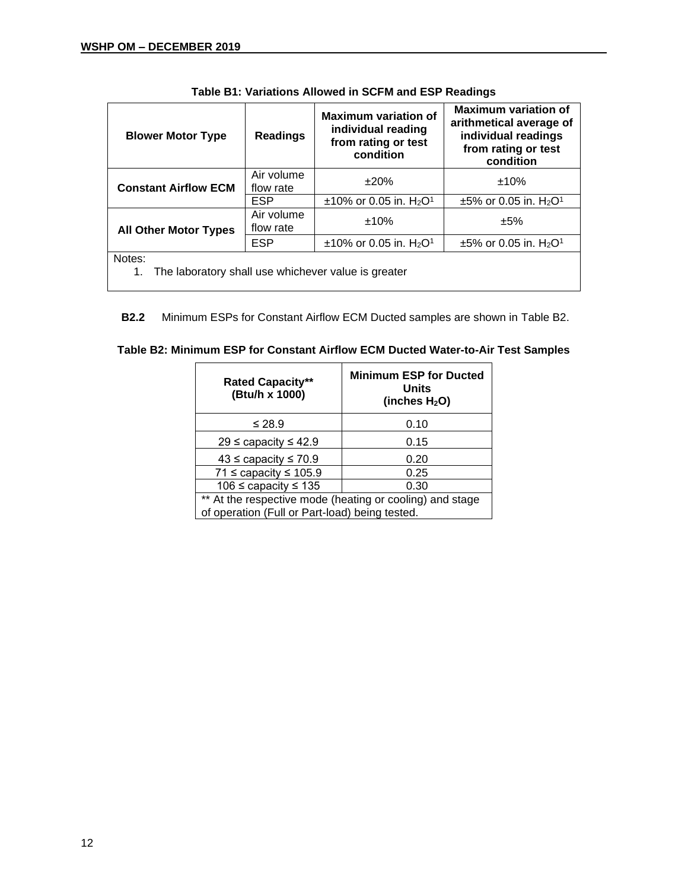**Table B1: Variations Allowed in SCFM and ESP Readings**

| Blower Motor Type | Readings | Maximum variation of individual reading from rating or test condition | Maximum variation of arithmetical average of individual readings from rating or test condition |
|---|---|---|---|
| **Constant Airflow ECM** | Air volume flow rate | ±20% | ±10% |
| | ESP | ±10% or 0.05 in. $H_2O$[1] | ±5% or 0.05 in. $H_2O$[1] |
| **All Other Motor Types** | Air volume flow rate | ±10% | ±5% |
| | ESP | ±10% or 0.05 in. $H_2O$[1] | ±5% or 0.05 in. $H_2O$[1] |

Notes:

1. The laboratory shall use whichever value is greater

**B2.2** Minimum ESPs for Constant Airflow ECM Ducted samples are shown in Table B2.

**Table B2: Minimum ESP for Constant Airflow ECM Ducted Water-to-Air Test Samples**

| Rated Capacity** (Btu/h x 1000) | Minimum ESP for Ducted Units (inches $H_2O$) |
|---|---|
| ≤ 28.9 | 0.10 |
| 29 ≤ capacity ≤ 42.9 | 0.15 |
| 43 ≤ capacity ≤ 70.9 | 0.20 |
| 71 ≤ capacity ≤ 105.9 | 0.25 |
| 106 ≤ capacity ≤ 135 | 0.30 |

** At the respective mode (heating or cooling) and stage of operation (Full or Part-load) being tested.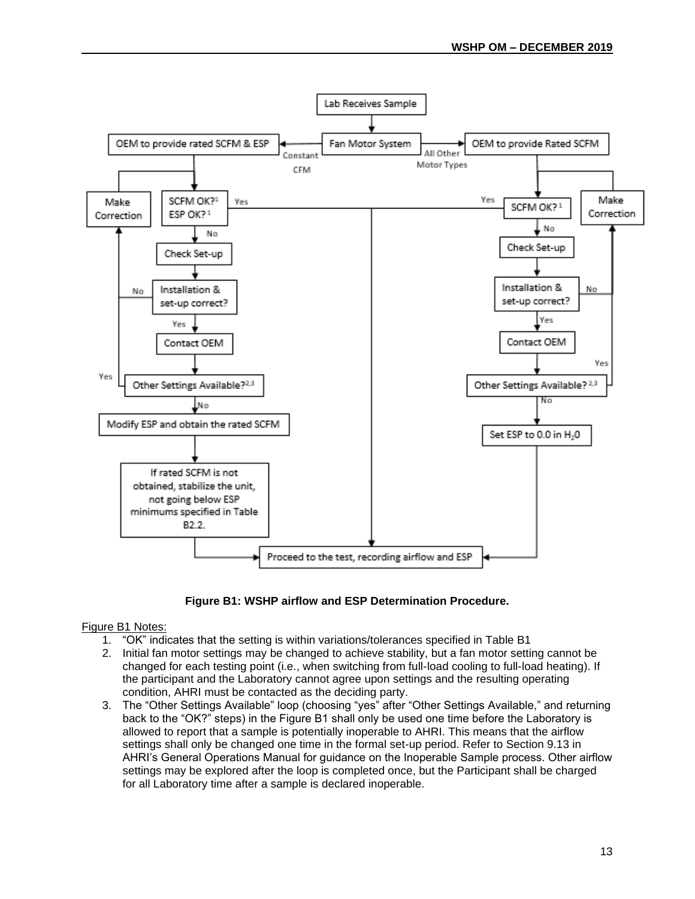Lab Receives Sample

Fan Motor System

Constant CFM

All Other Motor Types

OEM to provide rated SCFM & ESP

OEM to provide Rated SCFM

Make Correction

SCFM OK?[1]
ESP OK?[1]

Yes

No

Check Set-up

Installation & set-up correct?

No

Yes

Contact OEM

Other Settings Available?[2,3]

Yes

No

Modify ESP and obtain the rated SCFM

If rated SCFM is not obtained, stabilize the unit, not going below ESP minimums specified in Table B2.2.

SCFM OK?[1]

Make Correction

Yes

No

Check Set-up

Installation & set-up correct?

No

Yes

Contact OEM

Other Settings Available?[2,3]

Yes

No

Set ESP to 0.0 in $H_2O$

Proceed to the test, recording airflow and ESP

**Figure B1: WSHP airflow and ESP Determination Procedure.**

Figure B1 Notes:

1. "OK" indicates that the setting is within variations/tolerances specified in Table B1
2. Initial fan motor settings may be changed to achieve stability, but a fan motor setting cannot be changed for each testing point (i.e., when switching from full-load cooling to full-load heating). If the participant and the Laboratory cannot agree upon settings and the resulting operating condition, AHRI must be contacted as the deciding party.
3. The "Other Settings Available" loop (choosing "yes" after "Other Settings Available," and returning back to the "OK?" steps) in the Figure B1 shall only be used one time before the Laboratory is allowed to report that a sample is potentially inoperable to AHRI. This means that the airflow settings shall only be changed one time in the formal set-up period. Refer to Section 9.13 in AHRI's General Operations Manual for guidance on the Inoperable Sample process. Other airflow settings may be explored after the loop is completed once, but the Participant shall be charged for all Laboratory time after a sample is declared inoperable.